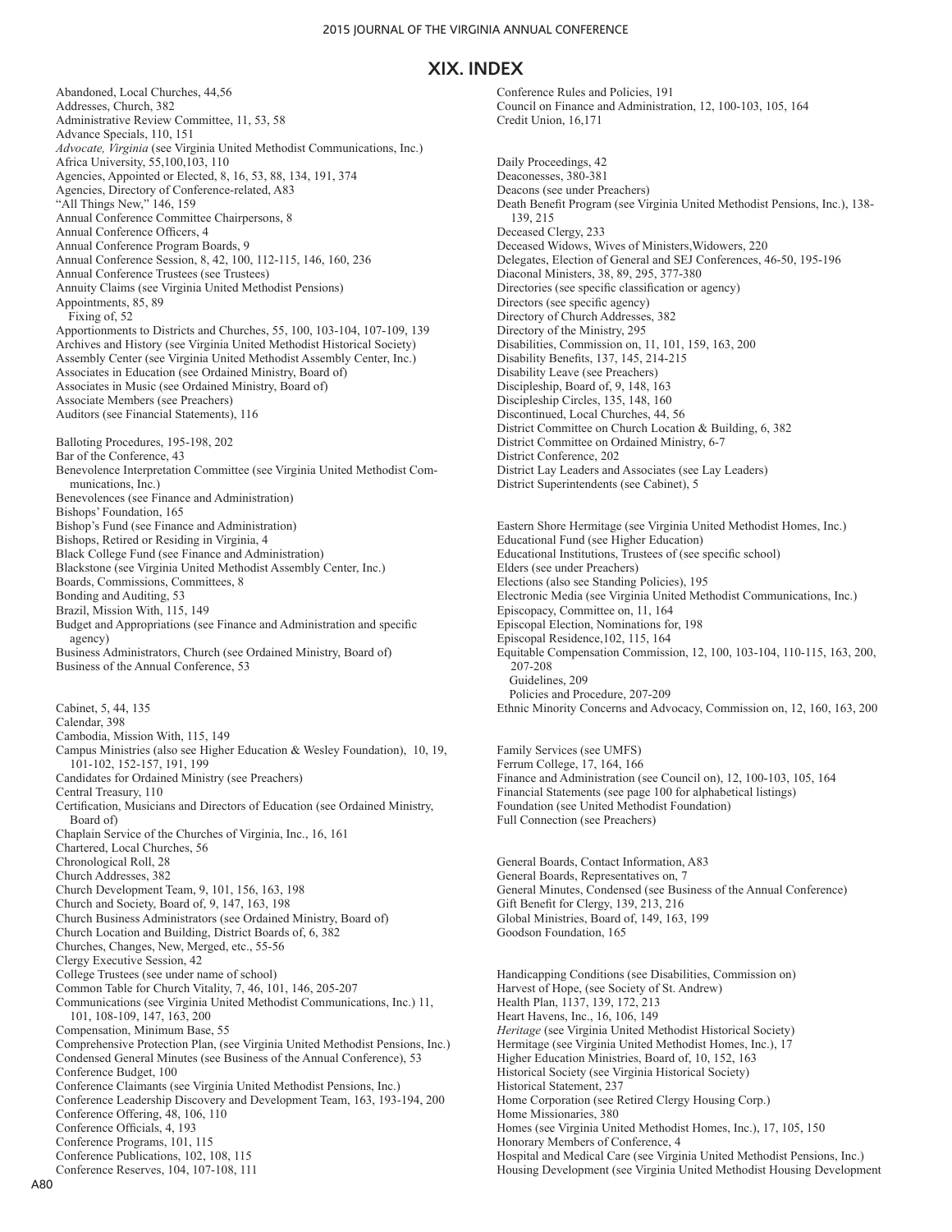# XIX. INDEX

Abandoned, Local Churches, 44,56
Addresses, Church, 382
Administrative Review Committee, 11, 53, 58
Advance Specials, 110, 151
*Advocate, Virginia* (see Virginia United Methodist Communications, Inc.)
Africa University, 55,100,103, 110
Agencies, Appointed or Elected, 8, 16, 53, 88, 134, 191, 374
Agencies, Directory of Conference-related, A83
"All Things New," 146, 159
Annual Conference Committee Chairpersons, 8
Annual Conference Officers, 4
Annual Conference Program Boards, 9
Annual Conference Session, 8, 42, 100, 112-115, 146, 160, 236
Annual Conference Trustees (see Trustees)
Annuity Claims (see Virginia United Methodist Pensions)
Appointments, 85, 89
  Fixing of, 52
Apportionments to Districts and Churches, 55, 100, 103-104, 107-109, 139
Archives and History (see Virginia United Methodist Historical Society)
Assembly Center (see Virginia United Methodist Assembly Center, Inc.)
Associates in Education (see Ordained Ministry, Board of)
Associates in Music (see Ordained Ministry, Board of)
Associate Members (see Preachers)
Auditors (see Financial Statements), 116

Balloting Procedures, 195-198, 202
Bar of the Conference, 43
Benevolence Interpretation Committee (see Virginia United Methodist Communications, Inc.)
Benevolences (see Finance and Administration)
Bishops' Foundation, 165
Bishop's Fund (see Finance and Administration)
Bishops, Retired or Residing in Virginia, 4
Black College Fund (see Finance and Administration)
Blackstone (see Virginia United Methodist Assembly Center, Inc.)
Boards, Commissions, Committees, 8
Bonding and Auditing, 53
Brazil, Mission With, 115, 149
Budget and Appropriations (see Finance and Administration and specific agency)
Business Administrators, Church (see Ordained Ministry, Board of)
Business of the Annual Conference, 53

Cabinet, 5, 44, 135
Calendar, 398
Cambodia, Mission With, 115, 149
Campus Ministries (also see Higher Education & Wesley Foundation), 10, 19, 101-102, 152-157, 191, 199
Candidates for Ordained Ministry (see Preachers)
Central Treasury, 110
Certification, Musicians and Directors of Education (see Ordained Ministry, Board of)
Chaplain Service of the Churches of Virginia, Inc., 16, 161
Chartered, Local Churches, 56
Chronological Roll, 28
Church Addresses, 382
Church Development Team, 9, 101, 156, 163, 198
Church and Society, Board of, 9, 147, 163, 198
Church Business Administrators (see Ordained Ministry, Board of)
Church Location and Building, District Boards of, 6, 382
Churches, Changes, New, Merged, etc., 55-56
Clergy Executive Session, 42
College Trustees (see under name of school)
Common Table for Church Vitality, 7, 46, 101, 146, 205-207
Communications (see Virginia United Methodist Communications, Inc.) 11, 101, 108-109, 147, 163, 200
Compensation, Minimum Base, 55
Comprehensive Protection Plan, (see Virginia United Methodist Pensions, Inc.)
Condensed General Minutes (see Business of the Annual Conference), 53
Conference Budget, 100
Conference Claimants (see Virginia United Methodist Pensions, Inc.)
Conference Leadership Discovery and Development Team, 163, 193-194, 200
Conference Offering, 48, 106, 110
Conference Officials, 4, 193
Conference Programs, 101, 115
Conference Publications, 102, 108, 115
Conference Reserves, 104, 107-108, 111
Conference Rules and Policies, 191
Council on Finance and Administration, 12, 100-103, 105, 164
Credit Union, 16,171

Daily Proceedings, 42
Deaconesses, 380-381
Deacons (see under Preachers)
Death Benefit Program (see Virginia United Methodist Pensions, Inc.), 138-139, 215
Deceased Clergy, 233
Deceased Widows, Wives of Ministers,Widowers, 220
Delegates, Election of General and SEJ Conferences, 46-50, 195-196
Diaconal Ministers, 38, 89, 295, 377-380
Directories (see specific classification or agency)
Directors (see specific agency)
Directory of Church Addresses, 382
Directory of the Ministry, 295
Disabilities, Commission on, 11, 101, 159, 163, 200
Disability Benefits, 137, 145, 214-215
Disability Leave (see Preachers)
Discipleship, Board of, 9, 148, 163
Discipleship Circles, 135, 148, 160
Discontinued, Local Churches, 44, 56
District Committee on Church Location & Building, 6, 382
District Committee on Ordained Ministry, 6-7
District Conference, 202
District Lay Leaders and Associates (see Lay Leaders)
District Superintendents (see Cabinet), 5

Eastern Shore Hermitage (see Virginia United Methodist Homes, Inc.)
Educational Fund (see Higher Education)
Educational Institutions, Trustees of (see specific school)
Elders (see under Preachers)
Elections (also see Standing Policies), 195
Electronic Media (see Virginia United Methodist Communications, Inc.)
Episcopacy, Committee on, 11, 164
Episcopal Election, Nominations for, 198
Episcopal Residence,102, 115, 164
Equitable Compensation Commission, 12, 100, 103-104, 110-115, 163, 200, 207-208
  Guidelines, 209
  Policies and Procedure, 207-209
Ethnic Minority Concerns and Advocacy, Commission on, 12, 160, 163, 200

Family Services (see UMFS)
Ferrum College, 17, 164, 166
Finance and Administration (see Council on), 12, 100-103, 105, 164
Financial Statements (see page 100 for alphabetical listings)
Foundation (see United Methodist Foundation)
Full Connection (see Preachers)

General Boards, Contact Information, A83
General Boards, Representatives on, 7
General Minutes, Condensed (see Business of the Annual Conference)
Gift Benefit for Clergy, 139, 213, 216
Global Ministries, Board of, 149, 163, 199
Goodson Foundation, 165

Handicapping Conditions (see Disabilities, Commission on)
Harvest of Hope, (see Society of St. Andrew)
Health Plan, 1137, 139, 172, 213
Heart Havens, Inc., 16, 106, 149
*Heritage* (see Virginia United Methodist Historical Society)
Hermitage (see Virginia United Methodist Homes, Inc.), 17
Higher Education Ministries, Board of, 10, 152, 163
Historical Society (see Virginia Historical Society)
Historical Statement, 237
Home Corporation (see Retired Clergy Housing Corp.)
Home Missionaries, 380
Homes (see Virginia United Methodist Homes, Inc.), 17, 105, 150
Honorary Members of Conference, 4
Hospital and Medical Care (see Virginia United Methodist Pensions, Inc.)
Housing Development (see Virginia United Methodist Housing Development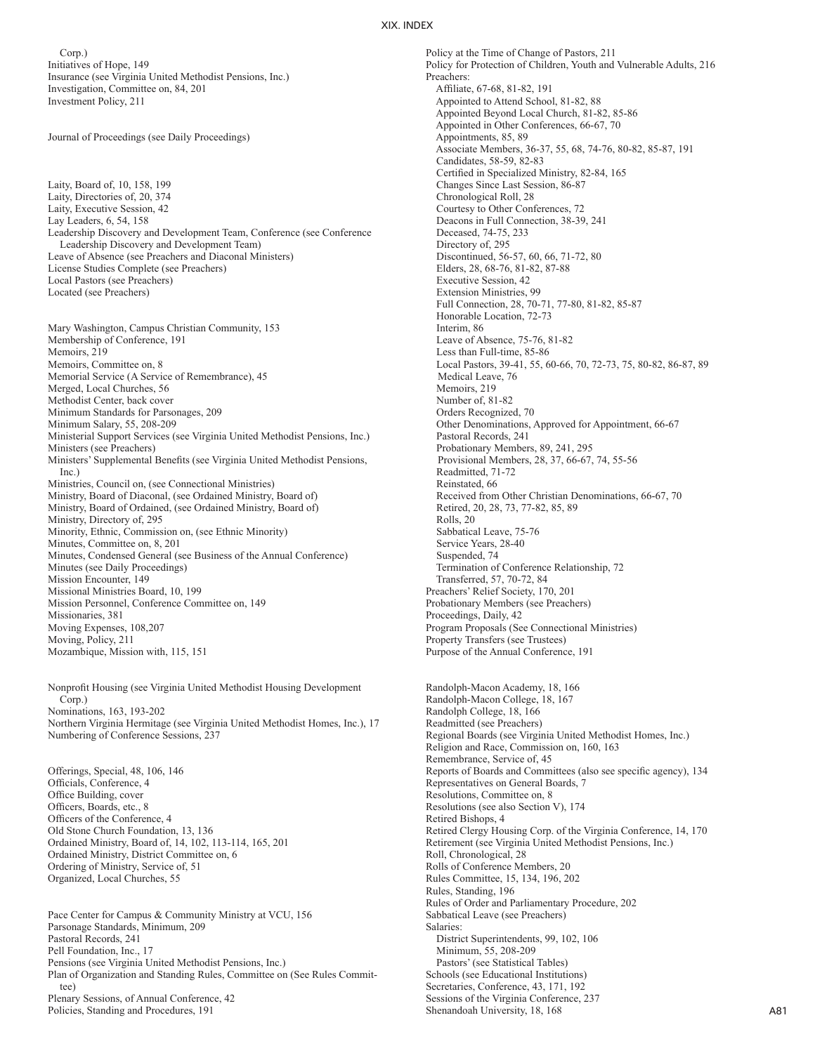Corp.)
Initiatives of Hope, 149
Insurance (see Virginia United Methodist Pensions, Inc.)
Investigation, Committee on, 84, 201
Investment Policy, 211

Journal of Proceedings (see Daily Proceedings)

Laity, Board of, 10, 158, 199
Laity, Directories of, 20, 374
Laity, Executive Session, 42
Lay Leaders, 6, 54, 158
Leadership Discovery and Development Team, Conference (see Conference Leadership Discovery and Development Team)
Leave of Absence (see Preachers and Diaconal Ministers)
License Studies Complete (see Preachers)
Local Pastors (see Preachers)
Located (see Preachers)

Mary Washington, Campus Christian Community, 153
Membership of Conference, 191
Memoirs, 219
Memoirs, Committee on, 8
Memorial Service (A Service of Remembrance), 45
Merged, Local Churches, 56
Methodist Center, back cover
Minimum Standards for Parsonages, 209
Minimum Salary, 55, 208-209
Ministerial Support Services (see Virginia United Methodist Pensions, Inc.)
Ministers (see Preachers)
Ministers' Supplemental Benefits (see Virginia United Methodist Pensions, Inc.)
Ministries, Council on, (see Connectional Ministries)
Ministry, Board of Diaconal, (see Ordained Ministry, Board of)
Ministry, Board of Ordained, (see Ordained Ministry, Board of)
Ministry, Directory of, 295
Minority, Ethnic, Commission on, (see Ethnic Minority)
Minutes, Committee on, 8, 201
Minutes, Condensed General (see Business of the Annual Conference)
Minutes (see Daily Proceedings)
Mission Encounter, 149
Missional Ministries Board, 10, 199
Mission Personnel, Conference Committee on, 149
Missionaries, 381
Moving Expenses, 108,207
Moving, Policy, 211
Mozambique, Mission with, 115, 151

Nonprofit Housing (see Virginia United Methodist Housing Development Corp.)
Nominations, 163, 193-202
Northern Virginia Hermitage (see Virginia United Methodist Homes, Inc.), 17
Numbering of Conference Sessions, 237

Offerings, Special, 48, 106, 146
Officials, Conference, 4
Office Building, cover
Officers, Boards, etc., 8
Officers of the Conference, 4
Old Stone Church Foundation, 13, 136
Ordained Ministry, Board of, 14, 102, 113-114, 165, 201
Ordained Ministry, District Committee on, 6
Ordering of Ministry, Service of, 51
Organized, Local Churches, 55

Pace Center for Campus & Community Ministry at VCU, 156
Parsonage Standards, Minimum, 209
Pastoral Records, 241
Pell Foundation, Inc., 17
Pensions (see Virginia United Methodist Pensions, Inc.)
Plan of Organization and Standing Rules, Committee on (See Rules Committee)
Plenary Sessions, of Annual Conference, 42
Policies, Standing and Procedures, 191
Policy at the Time of Change of Pastors, 211
Policy for Protection of Children, Youth and Vulnerable Adults, 216
Preachers:
- Affiliate, 67-68, 81-82, 191
- Appointed to Attend School, 81-82, 88
- Appointed Beyond Local Church, 81-82, 85-86
- Appointed in Other Conferences, 66-67, 70
- Appointments, 85, 89
- Associate Members, 36-37, 55, 68, 74-76, 80-82, 85-87, 191
- Candidates, 58-59, 82-83
- Certified in Specialized Ministry, 82-84, 165
- Changes Since Last Session, 86-87
- Chronological Roll, 28
- Courtesy to Other Conferences, 72
- Deacons in Full Connection, 38-39, 241
- Deceased, 74-75, 233
- Directory of, 295
- Discontinued, 56-57, 60, 66, 71-72, 80
- Elders, 28, 68-76, 81-82, 87-88
- Executive Session, 42
- Extension Ministries, 99
- Full Connection, 28, 70-71, 77-80, 81-82, 85-87
- Honorable Location, 72-73
- Interim, 86
- Leave of Absence, 75-76, 81-82
- Less than Full-time, 85-86
- Local Pastors, 39-41, 55, 60-66, 70, 72-73, 75, 80-82, 86-87, 89
- Medical Leave, 76
- Memoirs, 219
- Number of, 81-82
- Orders Recognized, 70
- Other Denominations, Approved for Appointment, 66-67
- Pastoral Records, 241
- Probationary Members, 89, 241, 295
- Provisional Members, 28, 37, 66-67, 74, 55-56
- Readmitted, 71-72
- Reinstated, 66
- Received from Other Christian Denominations, 66-67, 70
- Retired, 20, 28, 73, 77-82, 85, 89
- Rolls, 20
- Sabbatical Leave, 75-76
- Service Years, 28-40
- Suspended, 74
- Termination of Conference Relationship, 72
- Transferred, 57, 70-72, 84

Preachers' Relief Society, 170, 201
Probationary Members (see Preachers)
Proceedings, Daily, 42
Program Proposals (See Connectional Ministries)
Property Transfers (see Trustees)
Purpose of the Annual Conference, 191

Randolph-Macon Academy, 18, 166
Randolph-Macon College, 18, 167
Randolph College, 18, 166
Readmitted (see Preachers)
Regional Boards (see Virginia United Methodist Homes, Inc.)
Religion and Race, Commission on, 160, 163
Remembrance, Service of, 45
Reports of Boards and Committees (also see specific agency), 134
Representatives on General Boards, 7
Resolutions, Committee on, 8
Resolutions (see also Section V), 174
Retired Bishops, 4
Retired Clergy Housing Corp. of the Virginia Conference, 14, 170
Retirement (see Virginia United Methodist Pensions, Inc.)
Roll, Chronological, 28
Rolls of Conference Members, 20
Rules Committee, 15, 134, 196, 202
Rules, Standing, 196
Rules of Order and Parliamentary Procedure, 202
Sabbatical Leave (see Preachers)
Salaries:
- District Superintendents, 99, 102, 106
- Minimum, 55, 208-209
- Pastors' (see Statistical Tables)

Schools (see Educational Institutions)
Secretaries, Conference, 43, 171, 192
Sessions of the Virginia Conference, 237
Shenandoah University, 18, 168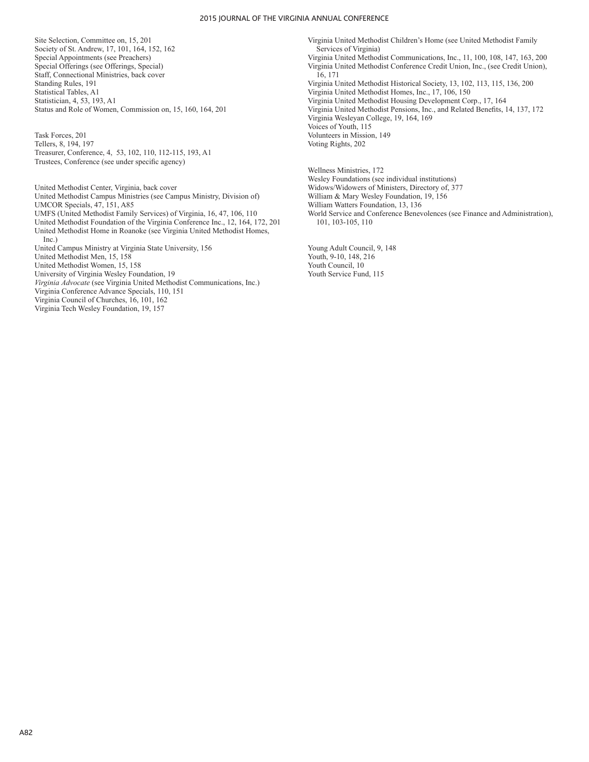Site Selection, Committee on, 15, 201
Society of St. Andrew, 17, 101, 164, 152, 162
Special Appointments (see Preachers)
Special Offerings (see Offerings, Special)
Staff, Connectional Ministries, back cover
Standing Rules, 191
Statistical Tables, A1
Statistician, 4, 53, 193, A1
Status and Role of Women, Commission on, 15, 160, 164, 201

Task Forces, 201
Tellers, 8, 194, 197
Treasurer, Conference, 4, 53, 102, 110, 112-115, 193, A1
Trustees, Conference (see under specific agency)

United Methodist Center, Virginia, back cover
United Methodist Campus Ministries (see Campus Ministry, Division of)
UMCOR Specials, 47, 151, A85
UMFS (United Methodist Family Services) of Virginia, 16, 47, 106, 110
United Methodist Foundation of the Virginia Conference Inc., 12, 164, 172, 201
United Methodist Home in Roanoke (see Virginia United Methodist Homes, Inc.)
United Campus Ministry at Virginia State University, 156
United Methodist Men, 15, 158
United Methodist Women, 15, 158
University of Virginia Wesley Foundation, 19
*Virginia Advocate* (see Virginia United Methodist Communications, Inc.)
Virginia Conference Advance Specials, 110, 151
Virginia Council of Churches, 16, 101, 162
Virginia Tech Wesley Foundation, 19, 157
Virginia United Methodist Children's Home (see United Methodist Family Services of Virginia)
Virginia United Methodist Communications, Inc., 11, 100, 108, 147, 163, 200
Virginia United Methodist Conference Credit Union, Inc., (see Credit Union), 16, 171
Virginia United Methodist Historical Society, 13, 102, 113, 115, 136, 200
Virginia United Methodist Homes, Inc., 17, 106, 150
Virginia United Methodist Housing Development Corp., 17, 164
Virginia United Methodist Pensions, Inc., and Related Benefits, 14, 137, 172
Virginia Wesleyan College, 19, 164, 169
Voices of Youth, 115
Volunteers in Mission, 149
Voting Rights, 202

Wellness Ministries, 172
Wesley Foundations (see individual institutions)
Widows/Widowers of Ministers, Directory of, 377
William & Mary Wesley Foundation, 19, 156
William Watters Foundation, 13, 136
World Service and Conference Benevolences (see Finance and Administration), 101, 103-105, 110

Young Adult Council, 9, 148
Youth, 9-10, 148, 216
Youth Council, 10
Youth Service Fund, 115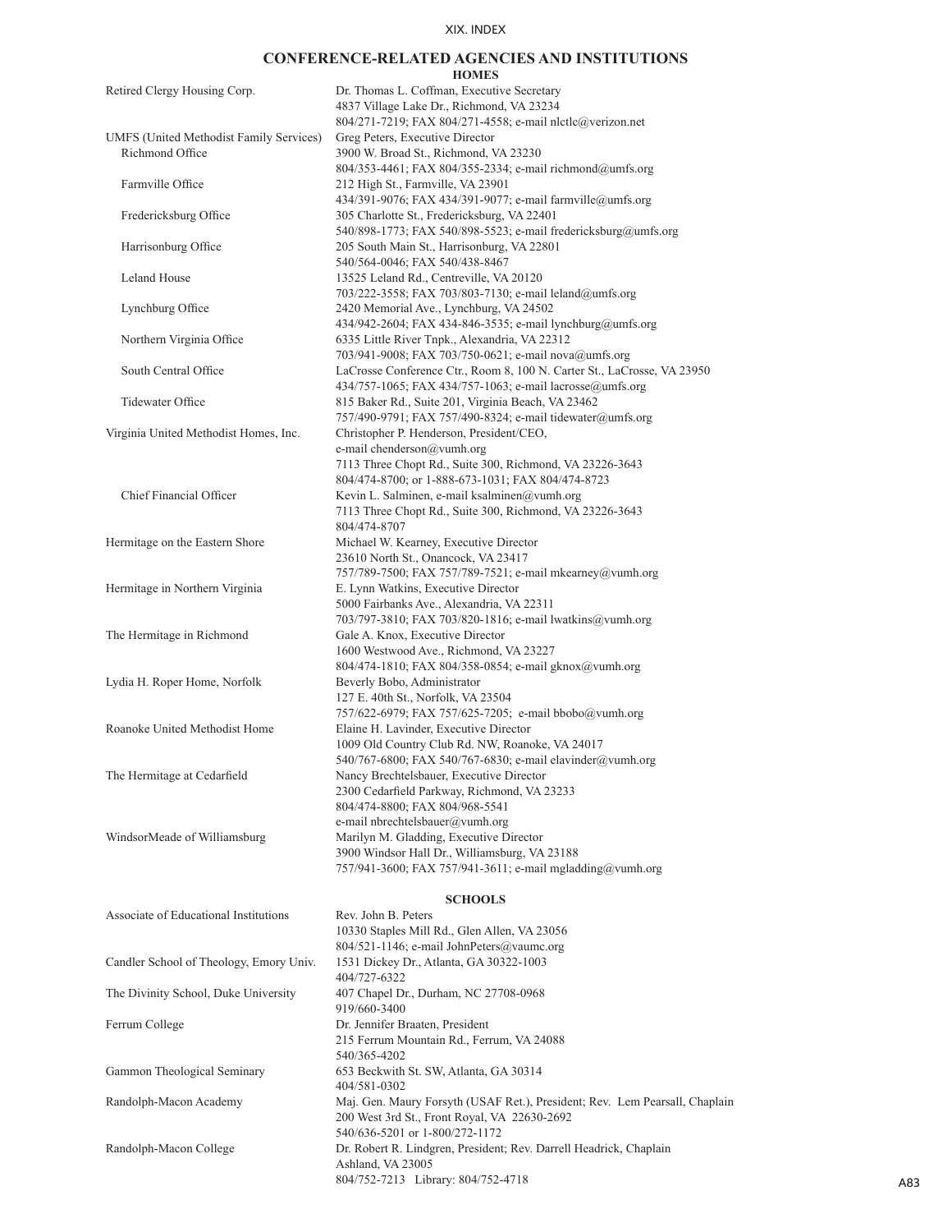## CONFERENCE-RELATED AGENCIES AND INSTITUTIONS

### HOMES

| | |
|---|---|
| Retired Clergy Housing Corp. | Dr. Thomas L. Coffman, Executive Secretary<br>4837 Village Lake Dr., Richmond, VA 23234<br>804/271-7219; FAX 804/271-4558; e-mail nlctlc@verizon.net |
| UMFS (United Methodist Family Services)<br>Richmond Office | Greg Peters, Executive Director<br>3900 W. Broad St., Richmond, VA 23230<br>804/353-4461; FAX 804/355-2334; e-mail richmond@umfs.org |
| Farmville Office | 212 High St., Farmville, VA 23901<br>434/391-9076; FAX 434/391-9077; e-mail farmville@umfs.org |
| Fredericksburg Office | 305 Charlotte St., Fredericksburg, VA 22401<br>540/898-1773; FAX 540/898-5523; e-mail fredericksburg@umfs.org |
| Harrisonburg Office | 205 South Main St., Harrisonburg, VA 22801<br>540/564-0046; FAX 540/438-8467 |
| Leland House | 13525 Leland Rd., Centreville, VA 20120<br>703/222-3558; FAX 703/803-7130; e-mail leland@umfs.org |
| Lynchburg Office | 2420 Memorial Ave., Lynchburg, VA 24502<br>434/942-2604; FAX 434-846-3535; e-mail lynchburg@umfs.org |
| Northern Virginia Office | 6335 Little River Tnpk., Alexandria, VA 22312<br>703/941-9008; FAX 703/750-0621; e-mail nova@umfs.org |
| South Central Office | LaCrosse Conference Ctr., Room 8, 100 N. Carter St., LaCrosse, VA 23950<br>434/757-1065; FAX 434/757-1063; e-mail lacrosse@umfs.org |
| Tidewater Office | 815 Baker Rd., Suite 201, Virginia Beach, VA 23462<br>757/490-9791; FAX 757/490-8324; e-mail tidewater@umfs.org |
| Virginia United Methodist Homes, Inc. | Christopher P. Henderson, President/CEO,<br>e-mail chenderson@vumh.org<br>7113 Three Chopt Rd., Suite 300, Richmond, VA 23226-3643<br>804/474-8700; or 1-888-673-1031; FAX 804/474-8723 |
| Chief Financial Officer | Kevin L. Salminen, e-mail ksalminen@vumh.org<br>7113 Three Chopt Rd., Suite 300, Richmond, VA 23226-3643<br>804/474-8707 |
| Hermitage on the Eastern Shore | Michael W. Kearney, Executive Director<br>23610 North St., Onancock, VA 23417<br>757/789-7500; FAX 757/789-7521; e-mail mkearney@vumh.org |
| Hermitage in Northern Virginia | E. Lynn Watkins, Executive Director<br>5000 Fairbanks Ave., Alexandria, VA 22311<br>703/797-3810; FAX 703/820-1816; e-mail lwatkins@vumh.org |
| The Hermitage in Richmond | Gale A. Knox, Executive Director<br>1600 Westwood Ave., Richmond, VA 23227<br>804/474-1810; FAX 804/358-0854; e-mail gknox@vumh.org |
| Lydia H. Roper Home, Norfolk | Beverly Bobo, Administrator<br>127 E. 40th St., Norfolk, VA 23504<br>757/622-6979; FAX 757/625-7205; e-mail bbobo@vumh.org |
| Roanoke United Methodist Home | Elaine H. Lavinder, Executive Director<br>1009 Old Country Club Rd. NW, Roanoke, VA 24017<br>540/767-6800; FAX 540/767-6830; e-mail elavinder@vumh.org |
| The Hermitage at Cedarfield | Nancy Brechtelsbauer, Executive Director<br>2300 Cedarfield Parkway, Richmond, VA 23233<br>804/474-8800; FAX 804/968-5541<br>e-mail nbrechtelsbauer@vumh.org |
| WindsorMeade of Williamsburg | Marilyn M. Gladding, Executive Director<br>3900 Windsor Hall Dr., Williamsburg, VA 23188<br>757/941-3600; FAX 757/941-3611; e-mail mgladding@vumh.org |

### SCHOOLS

| | |
|---|---|
| Associate of Educational Institutions | Rev. John B. Peters<br>10330 Staples Mill Rd., Glen Allen, VA 23056<br>804/521-1146; e-mail JohnPeters@vaumc.org |
| Candler School of Theology, Emory Univ. | 1531 Dickey Dr., Atlanta, GA 30322-1003<br>404/727-6322 |
| The Divinity School, Duke University | 407 Chapel Dr., Durham, NC 27708-0968<br>919/660-3400 |
| Ferrum College | Dr. Jennifer Braaten, President<br>215 Ferrum Mountain Rd., Ferrum, VA 24088<br>540/365-4202 |
| Gammon Theological Seminary | 653 Beckwith St. SW, Atlanta, GA 30314<br>404/581-0302 |
| Randolph-Macon Academy | Maj. Gen. Maury Forsyth (USAF Ret.), President; Rev. Lem Pearsall, Chaplain<br>200 West 3rd St., Front Royal, VA 22630-2692<br>540/636-5201 or 1-800/272-1172 |
| Randolph-Macon College | Dr. Robert R. Lindgren, President; Rev. Darrell Headrick, Chaplain<br>Ashland, VA 23005<br>804/752-7213 Library: 804/752-4718 |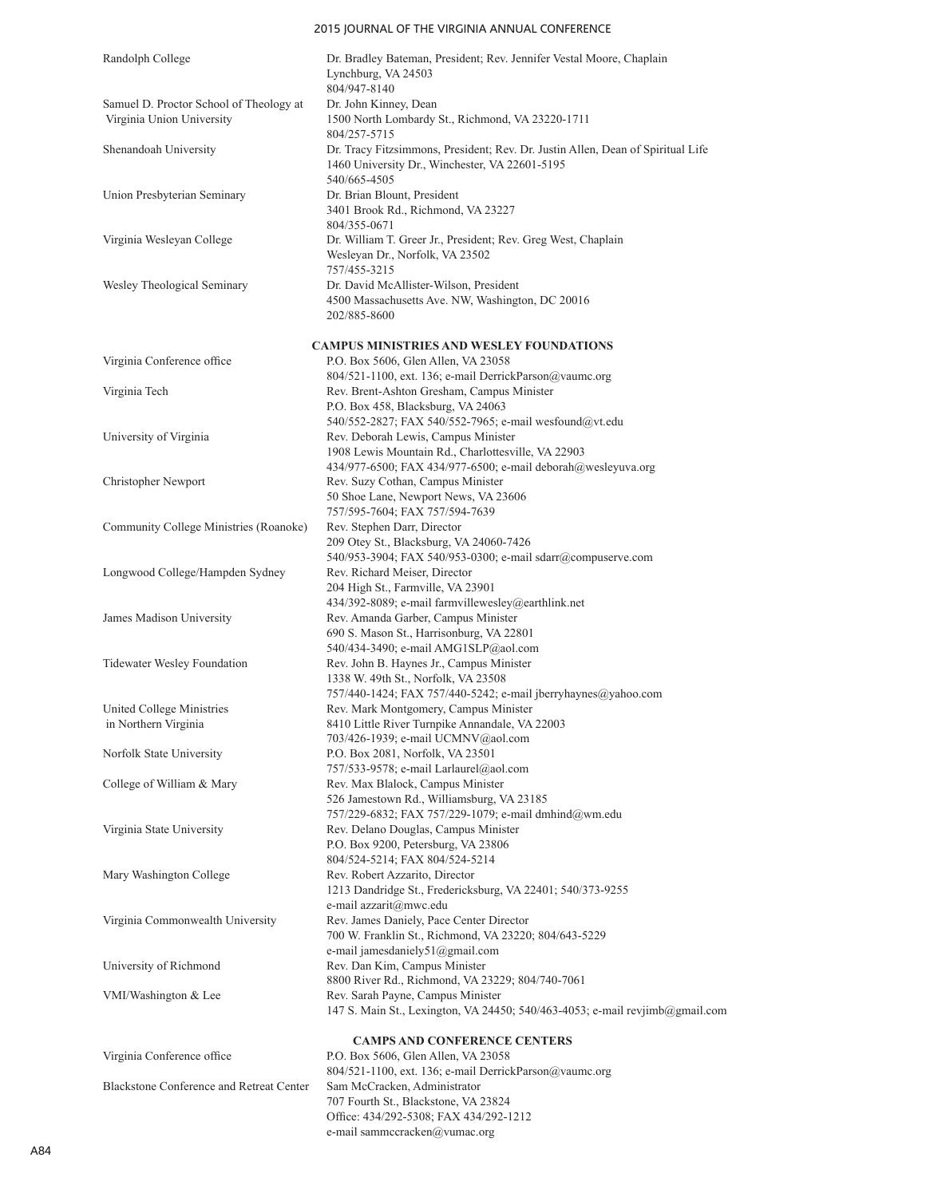| | |
|---|---|
| Randolph College | Dr. Bradley Bateman, President; Rev. Jennifer Vestal Moore, Chaplain<br>Lynchburg, VA 24503<br>804/947-8140 |
| Samuel D. Proctor School of Theology at Virginia Union University | Dr. John Kinney, Dean<br>1500 North Lombardy St., Richmond, VA 23220-1711<br>804/257-5715 |
| Shenandoah University | Dr. Tracy Fitzsimmons, President; Rev. Dr. Justin Allen, Dean of Spiritual Life<br>1460 University Dr., Winchester, VA 22601-5195<br>540/665-4505 |
| Union Presbyterian Seminary | Dr. Brian Blount, President<br>3401 Brook Rd., Richmond, VA 23227<br>804/355-0671 |
| Virginia Wesleyan College | Dr. William T. Greer Jr., President; Rev. Greg West, Chaplain<br>Wesleyan Dr., Norfolk, VA 23502<br>757/455-3215 |
| Wesley Theological Seminary | Dr. David McAllister-Wilson, President<br>4500 Massachusetts Ave. NW, Washington, DC 20016<br>202/885-8600 |

## CAMPUS MINISTRIES AND WESLEY FOUNDATIONS

| | |
|---|---|
| Virginia Conference office | P.O. Box 5606, Glen Allen, VA 23058<br>804/521-1100, ext. 136; e-mail DerrickParson@vaumc.org |
| Virginia Tech | Rev. Brent-Ashton Gresham, Campus Minister<br>P.O. Box 458, Blacksburg, VA 24063<br>540/552-2827; FAX 540/552-7965; e-mail wesfound@vt.edu |
| University of Virginia | Rev. Deborah Lewis, Campus Minister<br>1908 Lewis Mountain Rd., Charlottesville, VA 22903<br>434/977-6500; FAX 434/977-6500; e-mail deborah@wesleyuva.org |
| Christopher Newport | Rev. Suzy Cothan, Campus Minister<br>50 Shoe Lane, Newport News, VA 23606<br>757/595-7604; FAX 757/594-7639 |
| Community College Ministries (Roanoke) | Rev. Stephen Darr, Director<br>209 Otey St., Blacksburg, VA 24060-7426<br>540/953-3904; FAX 540/953-0300; e-mail sdarr@compuserve.com |
| Longwood College/Hampden Sydney | Rev. Richard Meiser, Director<br>204 High St., Farmville, VA 23901<br>434/392-8089; e-mail farmvillewesley@earthlink.net |
| James Madison University | Rev. Amanda Garber, Campus Minister<br>690 S. Mason St., Harrisonburg, VA 22801<br>540/434-3490; e-mail AMG1SLP@aol.com |
| Tidewater Wesley Foundation | Rev. John B. Haynes Jr., Campus Minister<br>1338 W. 49th St., Norfolk, VA 23508<br>757/440-1424; FAX 757/440-5242; e-mail jberryhaynes@yahoo.com |
| United College Ministries in Northern Virginia | Rev. Mark Montgomery, Campus Minister<br>8410 Little River Turnpike Annandale, VA 22003<br>703/426-1939; e-mail UCMNV@aol.com |
| Norfolk State University | P.O. Box 2081, Norfolk, VA 23501<br>757/533-9578; e-mail Larlaurel@aol.com |
| College of William & Mary | Rev. Max Blalock, Campus Minister<br>526 Jamestown Rd., Williamsburg, VA 23185<br>757/229-6832; FAX 757/229-1079; e-mail dmhind@wm.edu |
| Virginia State University | Rev. Delano Douglas, Campus Minister<br>P.O. Box 9200, Petersburg, VA 23806<br>804/524-5214; FAX 804/524-5214 |
| Mary Washington College | Rev. Robert Azzarito, Director<br>1213 Dandridge St., Fredericksburg, VA 22401; 540/373-9255<br>e-mail azzarit@mwc.edu |
| Virginia Commonwealth University | Rev. James Daniely, Pace Center Director<br>700 W. Franklin St., Richmond, VA 23220; 804/643-5229<br>e-mail jamesdaniely51@gmail.com |
| University of Richmond | Rev. Dan Kim, Campus Minister<br>8800 River Rd., Richmond, VA 23229; 804/740-7061 |
| VMI/Washington & Lee | Rev. Sarah Payne, Campus Minister<br>147 S. Main St., Lexington, VA 24450; 540/463-4053; e-mail revjimb@gmail.com |

## CAMPS AND CONFERENCE CENTERS

| | |
|---|---|
| Virginia Conference office | P.O. Box 5606, Glen Allen, VA 23058<br>804/521-1100, ext. 136; e-mail DerrickParson@vaumc.org |
| Blackstone Conference and Retreat Center | Sam McCracken, Administrator<br>707 Fourth St., Blackstone, VA 23824<br>Office: 434/292-5308; FAX 434/292-1212<br>e-mail sammccracken@vumac.org |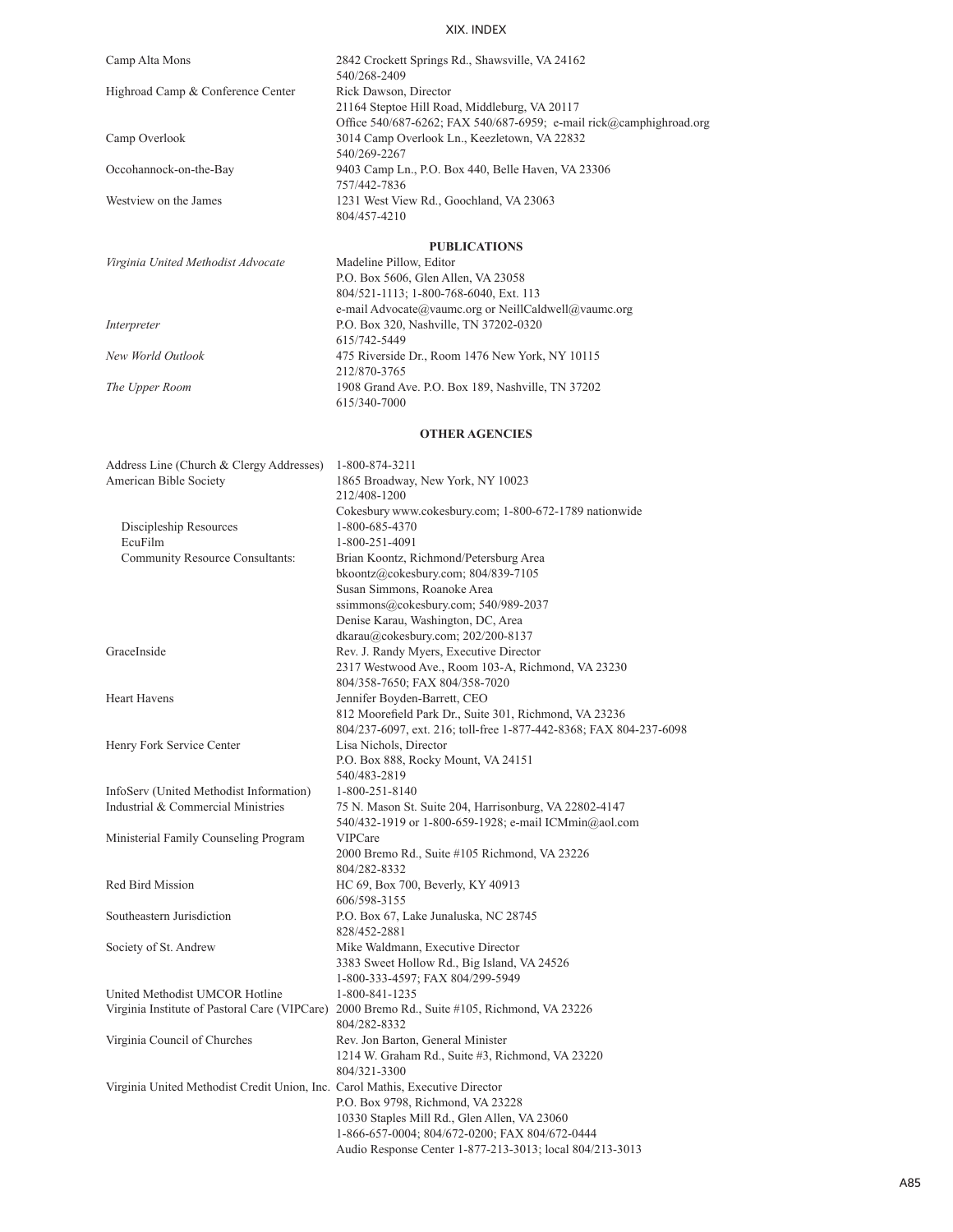| | |
|---|---|
| Camp Alta Mons | 2842 Crockett Springs Rd., Shawsville, VA 24162<br>540/268-2409 |
| Highroad Camp & Conference Center | Rick Dawson, Director<br>21164 Steptoe Hill Road, Middleburg, VA 20117<br>Office 540/687-6262; FAX 540/687-6959; e-mail rick@camphighroad.org |
| Camp Overlook | 3014 Camp Overlook Ln., Keezletown, VA 22832<br>540/269-2267 |
| Occohannock-on-the-Bay | 9403 Camp Ln., P.O. Box 440, Belle Haven, VA 23306<br>757/442-7836 |
| Westview on the James | 1231 West View Rd., Goochland, VA 23063<br>804/457-4210 |

### PUBLICATIONS

| | |
|---|---|
| *Virginia United Methodist Advocate* | Madeline Pillow, Editor<br>P.O. Box 5606, Glen Allen, VA 23058<br>804/521-1113; 1-800-768-6040, Ext. 113<br>e-mail Advocate@vaumc.org or NeillCaldwell@vaumc.org |
| *Interpreter* | P.O. Box 320, Nashville, TN 37202-0320<br>615/742-5449 |
| *New World Outlook* | 475 Riverside Dr., Room 1476 New York, NY 10115<br>212/870-3765 |
| *The Upper Room* | 1908 Grand Ave. P.O. Box 189, Nashville, TN 37202<br>615/340-7000 |

### OTHER AGENCIES

| | |
|---|---|
| Address Line (Church & Clergy Addresses) | 1-800-874-3211 |
| American Bible Society | 1865 Broadway, New York, NY 10023<br>212/408-1200<br>Cokesbury www.cokesbury.com; 1-800-672-1789 nationwide |
| Discipleship Resources | 1-800-685-4370 |
| EcuFilm | 1-800-251-4091 |
| Community Resource Consultants: | Brian Koontz, Richmond/Petersburg Area<br>bkoontz@cokesbury.com; 804/839-7105<br>Susan Simmons, Roanoke Area<br>ssimmons@cokesbury.com; 540/989-2037<br>Denise Karau, Washington, DC, Area<br>dkarau@cokesbury.com; 202/200-8137 |
| GraceInside | Rev. J. Randy Myers, Executive Director<br>2317 Westwood Ave., Room 103-A, Richmond, VA 23230<br>804/358-7650; FAX 804/358-7020 |
| Heart Havens | Jennifer Boyden-Barrett, CEO<br>812 Moorefield Park Dr., Suite 301, Richmond, VA 23236<br>804/237-6097, ext. 216; toll-free 1-877-442-8368; FAX 804-237-6098 |
| Henry Fork Service Center | Lisa Nichols, Director<br>P.O. Box 888, Rocky Mount, VA 24151<br>540/483-2819 |
| InfoServ (United Methodist Information) | 1-800-251-8140 |
| Industrial & Commercial Ministries | 75 N. Mason St. Suite 204, Harrisonburg, VA 22802-4147<br>540/432-1919 or 1-800-659-1928; e-mail ICMmin@aol.com |
| Ministerial Family Counseling Program | VIPCare<br>2000 Bremo Rd., Suite #105 Richmond, VA 23226<br>804/282-8332 |
| Red Bird Mission | HC 69, Box 700, Beverly, KY 40913<br>606/598-3155 |
| Southeastern Jurisdiction | P.O. Box 67, Lake Junaluska, NC 28745<br>828/452-2881 |
| Society of St. Andrew | Mike Waldmann, Executive Director<br>3383 Sweet Hollow Rd., Big Island, VA 24526<br>1-800-333-4597; FAX 804/299-5949 |
| United Methodist UMCOR Hotline | 1-800-841-1235 |
| Virginia Institute of Pastoral Care (VIPCare) | 2000 Bremo Rd., Suite #105, Richmond, VA 23226<br>804/282-8332 |
| Virginia Council of Churches | Rev. Jon Barton, General Minister<br>1214 W. Graham Rd., Suite #3, Richmond, VA 23220<br>804/321-3300 |
| Virginia United Methodist Credit Union, Inc. | Carol Mathis, Executive Director<br>P.O. Box 9798, Richmond, VA 23228<br>10330 Staples Mill Rd., Glen Allen, VA 23060<br>1-866-657-0004; 804/672-0200; FAX 804/672-0444<br>Audio Response Center 1-877-213-3013; local 804/213-3013 |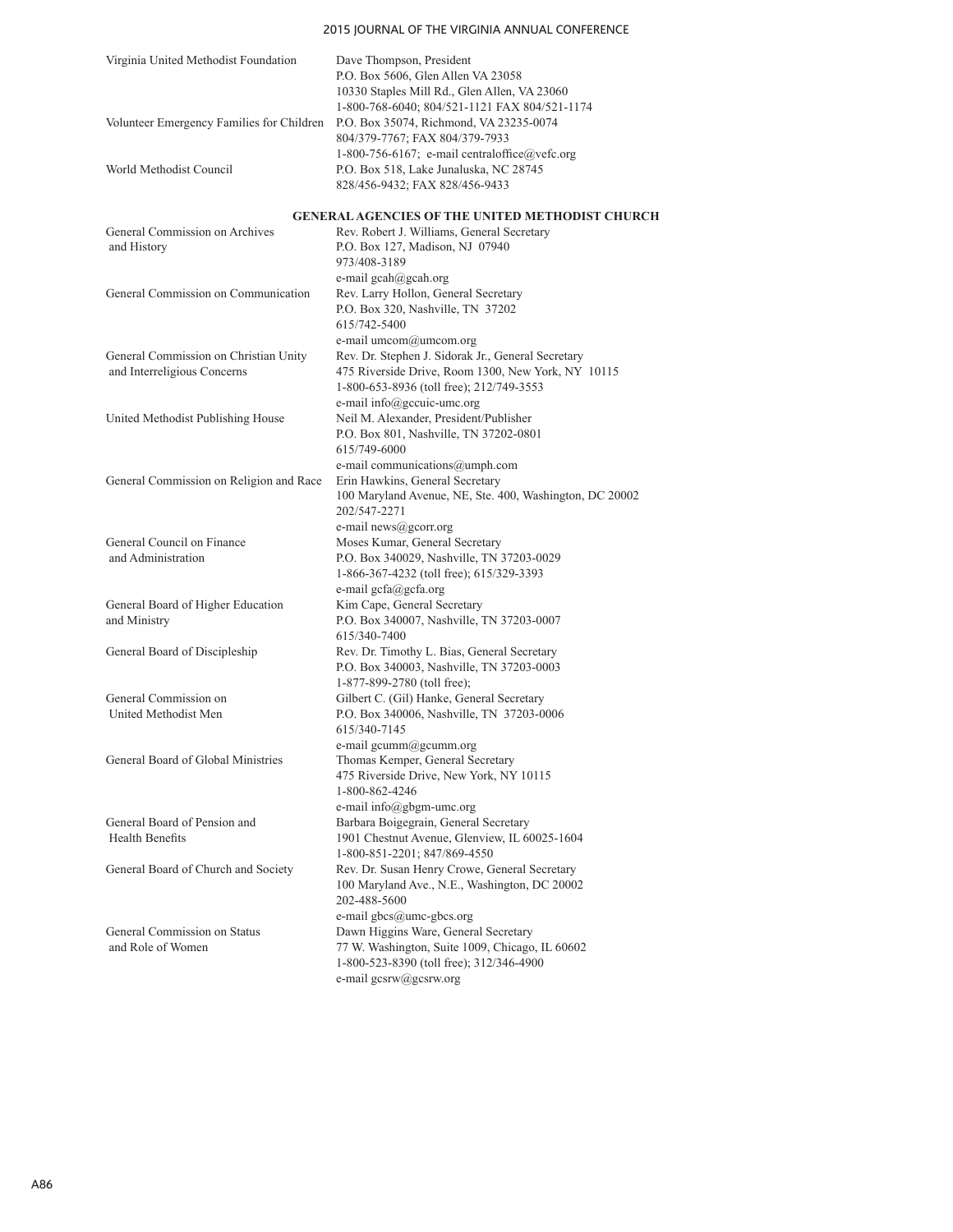| | |
|---|---|
| Virginia United Methodist Foundation | Dave Thompson, President<br>P.O. Box 5606, Glen Allen VA 23058<br>10330 Staples Mill Rd., Glen Allen, VA 23060<br>1-800-768-6040; 804/521-1121 FAX 804/521-1174 |
| Volunteer Emergency Families for Children | P.O. Box 35074, Richmond, VA 23235-0074<br>804/379-7767; FAX 804/379-7933<br>1-800-756-6167; e-mail centraloffice@vefc.org |
| World Methodist Council | P.O. Box 518, Lake Junaluska, NC 28745<br>828/456-9432; FAX 828/456-9433 |

## GENERAL AGENCIES OF THE UNITED METHODIST CHURCH

| | |
|---|---|
| General Commission on Archives and History | Rev. Robert J. Williams, General Secretary<br>P.O. Box 127, Madison, NJ 07940<br>973/408-3189<br>e-mail gcah@gcah.org |
| General Commission on Communication | Rev. Larry Hollon, General Secretary<br>P.O. Box 320, Nashville, TN 37202<br>615/742-5400<br>e-mail umcom@umcom.org |
| General Commission on Christian Unity and Interreligious Concerns | Rev. Dr. Stephen J. Sidorak Jr., General Secretary<br>475 Riverside Drive, Room 1300, New York, NY 10115<br>1-800-653-8936 (toll free); 212/749-3553<br>e-mail info@gccuic-umc.org |
| United Methodist Publishing House | Neil M. Alexander, President/Publisher<br>P.O. Box 801, Nashville, TN 37202-0801<br>615/749-6000<br>e-mail communications@umph.com |
| General Commission on Religion and Race | Erin Hawkins, General Secretary<br>100 Maryland Avenue, NE, Ste. 400, Washington, DC 20002<br>202/547-2271<br>e-mail news@gcorr.org |
| General Council on Finance and Administration | Moses Kumar, General Secretary<br>P.O. Box 340029, Nashville, TN 37203-0029<br>1-866-367-4232 (toll free); 615/329-3393<br>e-mail gcfa@gcfa.org |
| General Board of Higher Education and Ministry | Kim Cape, General Secretary<br>P.O. Box 340007, Nashville, TN 37203-0007<br>615/340-7400 |
| General Board of Discipleship | Rev. Dr. Timothy L. Bias, General Secretary<br>P.O. Box 340003, Nashville, TN 37203-0003<br>1-877-899-2780 (toll free); |
| General Commission on United Methodist Men | Gilbert C. (Gil) Hanke, General Secretary<br>P.O. Box 340006, Nashville, TN 37203-0006<br>615/340-7145<br>e-mail gcumm@gcumm.org |
| General Board of Global Ministries | Thomas Kemper, General Secretary<br>475 Riverside Drive, New York, NY 10115<br>1-800-862-4246<br>e-mail info@gbgm-umc.org |
| General Board of Pension and Health Benefits | Barbara Boigegrain, General Secretary<br>1901 Chestnut Avenue, Glenview, IL 60025-1604<br>1-800-851-2201; 847/869-4550 |
| General Board of Church and Society | Rev. Dr. Susan Henry Crowe, General Secretary<br>100 Maryland Ave., N.E., Washington, DC 20002<br>202-488-5600<br>e-mail gbcs@umc-gbcs.org |
| General Commission on Status and Role of Women | Dawn Higgins Ware, General Secretary<br>77 W. Washington, Suite 1009, Chicago, IL 60602<br>1-800-523-8390 (toll free); 312/346-4900<br>e-mail gcsrw@gcsrw.org |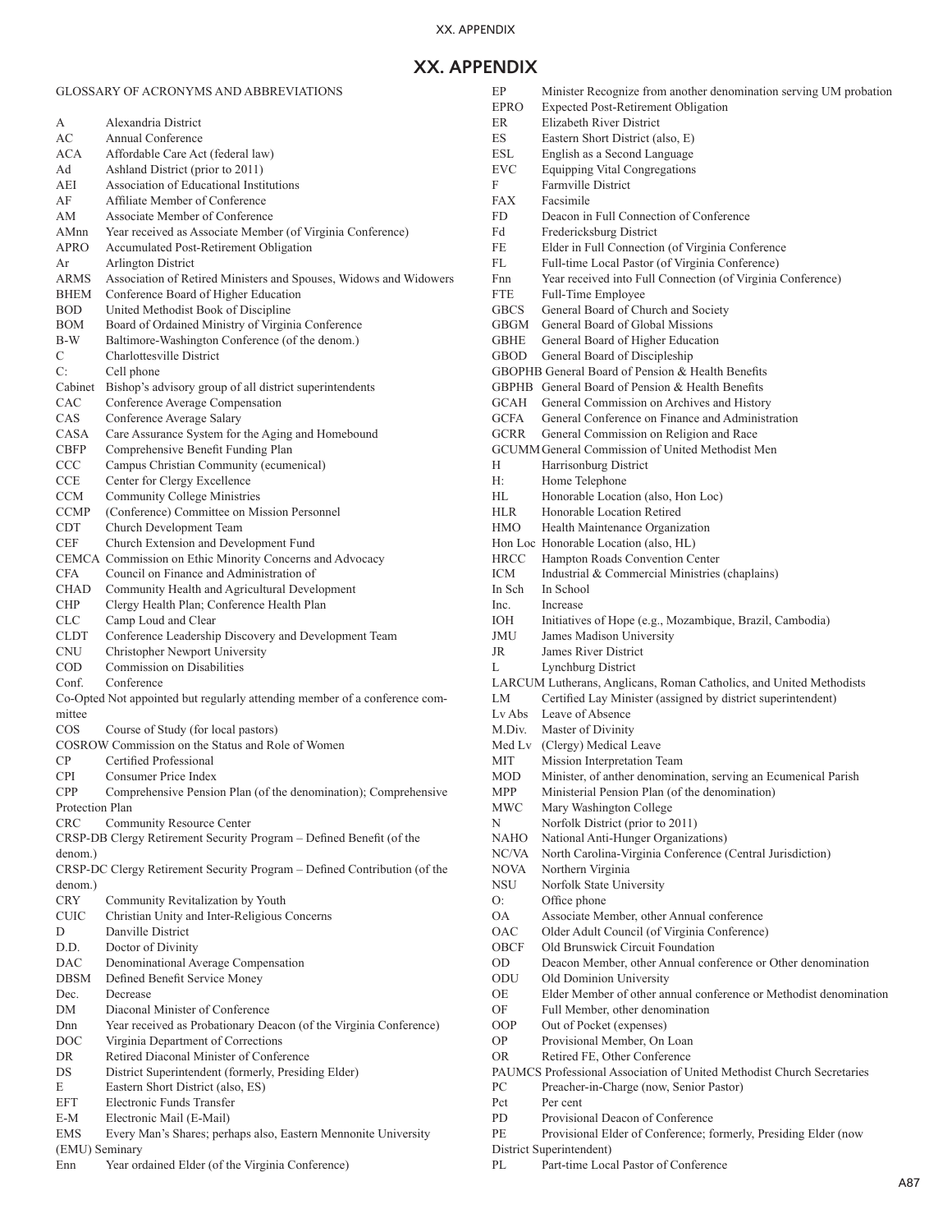# XX. APPENDIX

GLOSSARY OF ACRONYMS AND ABBREVIATIONS

| | |
|---|---|
| A | Alexandria District |
| AC | Annual Conference |
| ACA | Affordable Care Act (federal law) |
| Ad | Ashland District (prior to 2011) |
| AEI | Association of Educational Institutions |
| AF | Affiliate Member of Conference |
| AM | Associate Member of Conference |
| AMnn | Year received as Associate Member (of Virginia Conference) |
| APRO | Accumulated Post-Retirement Obligation |
| Ar | Arlington District |
| ARMS | Association of Retired Ministers and Spouses, Widows and Widowers |
| BHEM | Conference Board of Higher Education |
| BOD | United Methodist Book of Discipline |
| BOM | Board of Ordained Ministry of Virginia Conference |
| B-W | Baltimore-Washington Conference (of the denom.) |
| C | Charlottesville District |
| C: | Cell phone |
| Cabinet | Bishop's advisory group of all district superintendents |
| CAC | Conference Average Compensation |
| CAS | Conference Average Salary |
| CASA | Care Assurance System for the Aging and Homebound |
| CBFP | Comprehensive Benefit Funding Plan |
| CCC | Campus Christian Community (ecumenical) |
| CCE | Center for Clergy Excellence |
| CCM | Community College Ministries |
| CCMP | (Conference) Committee on Mission Personnel |
| CDT | Church Development Team |
| CEF | Church Extension and Development Fund |
| CEMCA | Commission on Ethic Minority Concerns and Advocacy |
| CFA | Council on Finance and Administration of |
| CHAD | Community Health and Agricultural Development |
| CHP | Clergy Health Plan; Conference Health Plan |
| CLC | Camp Loud and Clear |
| CLDT | Conference Leadership Discovery and Development Team |
| CNU | Christopher Newport University |
| COD | Commission on Disabilities |
| Conf. | Conference |
| Co-Opted | Not appointed but regularly attending member of a conference committee |
| COS | Course of Study (for local pastors) |
| COSROW | Commission on the Status and Role of Women |
| CP | Certified Professional |
| CPI | Consumer Price Index |
| CPP | Comprehensive Pension Plan (of the denomination); Comprehensive Protection Plan |
| CRC | Community Resource Center |
| CRSP-DB | Clergy Retirement Security Program – Defined Benefit (of the denom.) |
| CRSP-DC | Clergy Retirement Security Program – Defined Contribution (of the denom.) |
| CRY | Community Revitalization by Youth |
| CUIC | Christian Unity and Inter-Religious Concerns |
| D | Danville District |
| D.D. | Doctor of Divinity |
| DAC | Denominational Average Compensation |
| DBSM | Defined Benefit Service Money |
| Dec. | Decrease |
| DM | Diaconal Minister of Conference |
| Dnn | Year received as Probationary Deacon (of the Virginia Conference) |
| DOC | Virginia Department of Corrections |
| DR | Retired Diaconal Minister of Conference |
| DS | District Superintendent (formerly, Presiding Elder) |
| E | Eastern Short District (also, ES) |
| EFT | Electronic Funds Transfer |
| E-M | Electronic Mail (E-Mail) |
| EMS | Every Man's Shares; perhaps also, Eastern Mennonite University (EMU) Seminary |
| Enn | Year ordained Elder (of the Virginia Conference) |
| EP | Minister Recognize from another denomination serving UM probation |
| EPRO | Expected Post-Retirement Obligation |
| ER | Elizabeth River District |
| ES | Eastern Short District (also, E) |
| ESL | English as a Second Language |
| EVC | Equipping Vital Congregations |
| F | Farmville District |
| FAX | Facsimile |
| FD | Deacon in Full Connection of Conference |
| Fd | Fredericksburg District |
| FE | Elder in Full Connection (of Virginia Conference |
| FL | Full-time Local Pastor (of Virginia Conference) |
| Fnn | Year received into Full Connection (of Virginia Conference) |
| FTE | Full-Time Employee |
| GBCS | General Board of Church and Society |
| GBGM | General Board of Global Missions |
| GBHE | General Board of Higher Education |
| GBOD | General Board of Discipleship |
| GBOPHB | General Board of Pension & Health Benefits |
| GBPHB | General Board of Pension & Health Benefits |
| GCAH | General Commission on Archives and History |
| GCFA | General Conference on Finance and Administration |
| GCRR | General Commission on Religion and Race |
| GCUMM | General Commission of United Methodist Men |
| H | Harrisonburg District |
| H: | Home Telephone |
| HL | Honorable Location (also, Hon Loc) |
| HLR | Honorable Location Retired |
| HMO | Health Maintenance Organization |
| Hon Loc | Honorable Location (also, HL) |
| HRCC | Hampton Roads Convention Center |
| ICM | Industrial & Commercial Ministries (chaplains) |
| In Sch | In School |
| Inc. | Increase |
| IOH | Initiatives of Hope (e.g., Mozambique, Brazil, Cambodia) |
| JMU | James Madison University |
| JR | James River District |
| L | Lynchburg District |
| LARCUM | Lutherans, Anglicans, Roman Catholics, and United Methodists |
| LM | Certified Lay Minister (assigned by district superintendent) |
| Lv Abs | Leave of Absence |
| M.Div. | Master of Divinity |
| Med Lv | (Clergy) Medical Leave |
| MIT | Mission Interpretation Team |
| MOD | Minister, of anther denomination, serving an Ecumenical Parish |
| MPP | Ministerial Pension Plan (of the denomination) |
| MWC | Mary Washington College |
| N | Norfolk District (prior to 2011) |
| NAHO | National Anti-Hunger Organizations) |
| NC/VA | North Carolina-Virginia Conference (Central Jurisdiction) |
| NOVA | Northern Virginia |
| NSU | Norfolk State University |
| O: | Office phone |
| OA | Associate Member, other Annual conference |
| OAC | Older Adult Council (of Virginia Conference) |
| OBCF | Old Brunswick Circuit Foundation |
| OD | Deacon Member, other Annual conference or Other denomination |
| ODU | Old Dominion University |
| OE | Elder Member of other annual conference or Methodist denomination |
| OF | Full Member, other denomination |
| OOP | Out of Pocket (expenses) |
| OP | Provisional Member, On Loan |
| OR | Retired FE, Other Conference |
| PAUMCS | Professional Association of United Methodist Church Secretaries |
| PC | Preacher-in-Charge (now, Senior Pastor) |
| Pct | Per cent |
| PD | Provisional Deacon of Conference |
| PE | Provisional Elder of Conference; formerly, Presiding Elder (now District Superintendent) |
| PL | Part-time Local Pastor of Conference |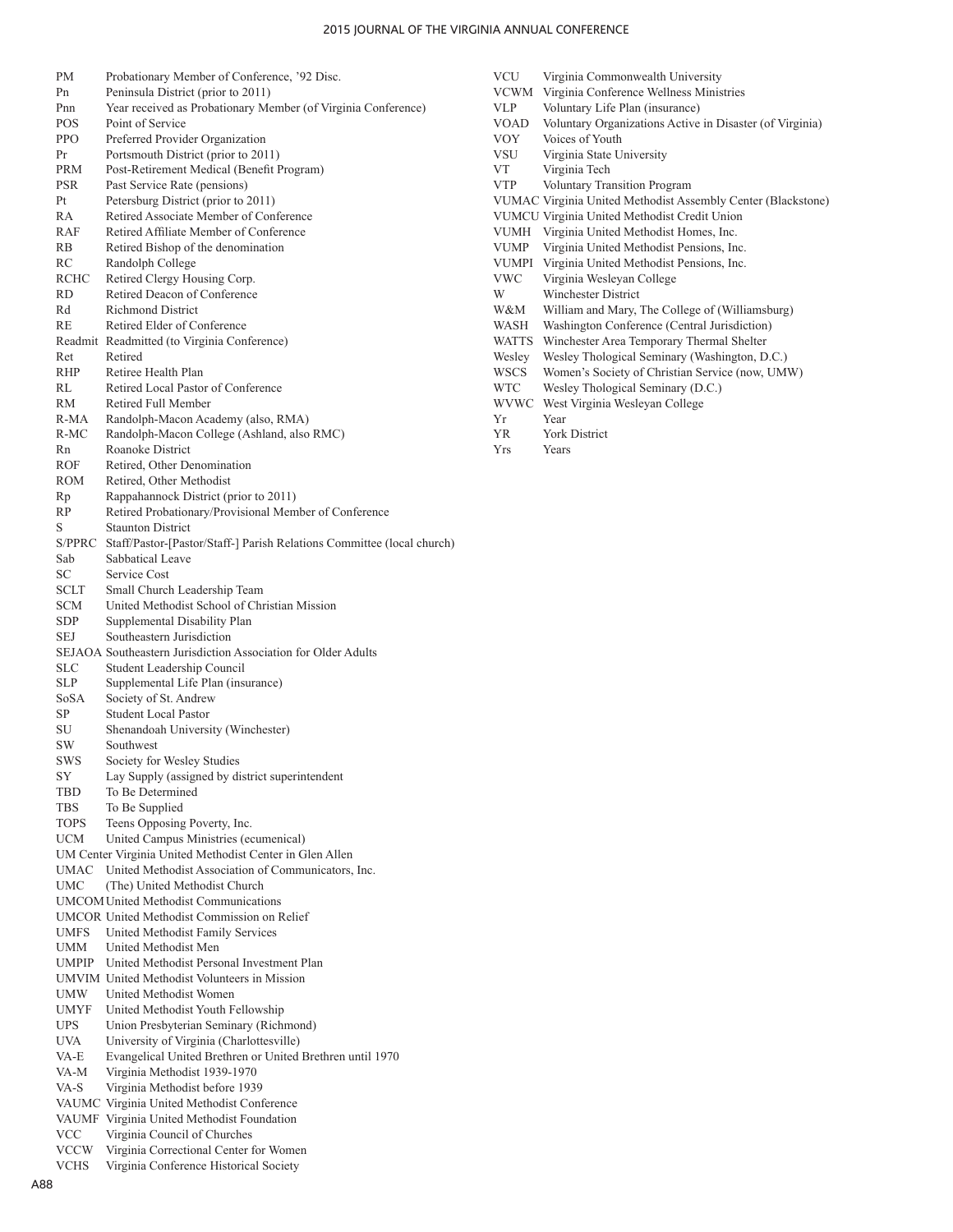| | |
|---|---|
| PM | Probationary Member of Conference, '92 Disc. |
| Pn | Peninsula District (prior to 2011) |
| Pnn | Year received as Probationary Member (of Virginia Conference) |
| POS | Point of Service |
| PPO | Preferred Provider Organization |
| Pr | Portsmouth District (prior to 2011) |
| PRM | Post-Retirement Medical (Benefit Program) |
| PSR | Past Service Rate (pensions) |
| Pt | Petersburg District (prior to 2011) |
| RA | Retired Associate Member of Conference |
| RAF | Retired Affiliate Member of Conference |
| RB | Retired Bishop of the denomination |
| RC | Randolph College |
| RCHC | Retired Clergy Housing Corp. |
| RD | Retired Deacon of Conference |
| Rd | Richmond District |
| RE | Retired Elder of Conference |
| Readmit | Readmitted (to Virginia Conference) |
| Ret | Retired |
| RHP | Retiree Health Plan |
| RL | Retired Local Pastor of Conference |
| RM | Retired Full Member |
| R-MA | Randolph-Macon Academy (also, RMA) |
| R-MC | Randolph-Macon College (Ashland, also RMC) |
| Rn | Roanoke District |
| ROF | Retired, Other Denomination |
| ROM | Retired, Other Methodist |
| Rp | Rappahannock District (prior to 2011) |
| RP | Retired Probationary/Provisional Member of Conference |
| S | Staunton District |
| S/PPRC | Staff/Pastor-[Pastor/Staff-] Parish Relations Committee (local church) |
| Sab | Sabbatical Leave |
| SC | Service Cost |
| SCLT | Small Church Leadership Team |
| SCM | United Methodist School of Christian Mission |
| SDP | Supplemental Disability Plan |
| SEJ | Southeastern Jurisdiction |
| SEJAOA | Southeastern Jurisdiction Association for Older Adults |
| SLC | Student Leadership Council |
| SLP | Supplemental Life Plan (insurance) |
| SoSA | Society of St. Andrew |
| SP | Student Local Pastor |
| SU | Shenandoah University (Winchester) |
| SW | Southwest |
| SWS | Society for Wesley Studies |
| SY | Lay Supply (assigned by district superintendent |
| TBD | To Be Determined |
| TBS | To Be Supplied |
| TOPS | Teens Opposing Poverty, Inc. |
| UCM | United Campus Ministries (ecumenical) |
| UM Center | Virginia United Methodist Center in Glen Allen |
| UMAC | United Methodist Association of Communicators, Inc. |
| UMC | (The) United Methodist Church |
| UMCOM | United Methodist Communications |
| UMCOR | United Methodist Commission on Relief |
| UMFS | United Methodist Family Services |
| UMM | United Methodist Men |
| UMPIP | United Methodist Personal Investment Plan |
| UMVIM | United Methodist Volunteers in Mission |
| UMW | United Methodist Women |
| UMYF | United Methodist Youth Fellowship |
| UPS | Union Presbyterian Seminary (Richmond) |
| UVA | University of Virginia (Charlottesville) |
| VA-E | Evangelical United Brethren or United Brethren until 1970 |
| VA-M | Virginia Methodist 1939-1970 |
| VA-S | Virginia Methodist before 1939 |
| VAUMC | Virginia United Methodist Conference |
| VAUMF | Virginia United Methodist Foundation |
| VCC | Virginia Council of Churches |
| VCCW | Virginia Correctional Center for Women |
| VCHS | Virginia Conference Historical Society |
| VCU | Virginia Commonwealth University |
| VCWM | Virginia Conference Wellness Ministries |
| VLP | Voluntary Life Plan (insurance) |
| VOAD | Voluntary Organizations Active in Disaster (of Virginia) |
| VOY | Voices of Youth |
| VSU | Virginia State University |
| VT | Virginia Tech |
| VTP | Voluntary Transition Program |
| VUMAC | Virginia United Methodist Assembly Center (Blackstone) |
| VUMCU | Virginia United Methodist Credit Union |
| VUMH | Virginia United Methodist Homes, Inc. |
| VUMP | Virginia United Methodist Pensions, Inc. |
| VUMPI | Virginia United Methodist Pensions, Inc. |
| VWC | Virginia Wesleyan College |
| W | Winchester District |
| W&M | William and Mary, The College of (Williamsburg) |
| WASH | Washington Conference (Central Jurisdiction) |
| WATTS | Winchester Area Temporary Thermal Shelter |
| Wesley | Wesley Thological Seminary (Washington, D.C.) |
| WSCS | Women's Society of Christian Service (now, UMW) |
| WTC | Wesley Thological Seminary (D.C.) |
| WVWC | West Virginia Wesleyan College |
| Yr | Year |
| YR | York District |
| Yrs | Years |